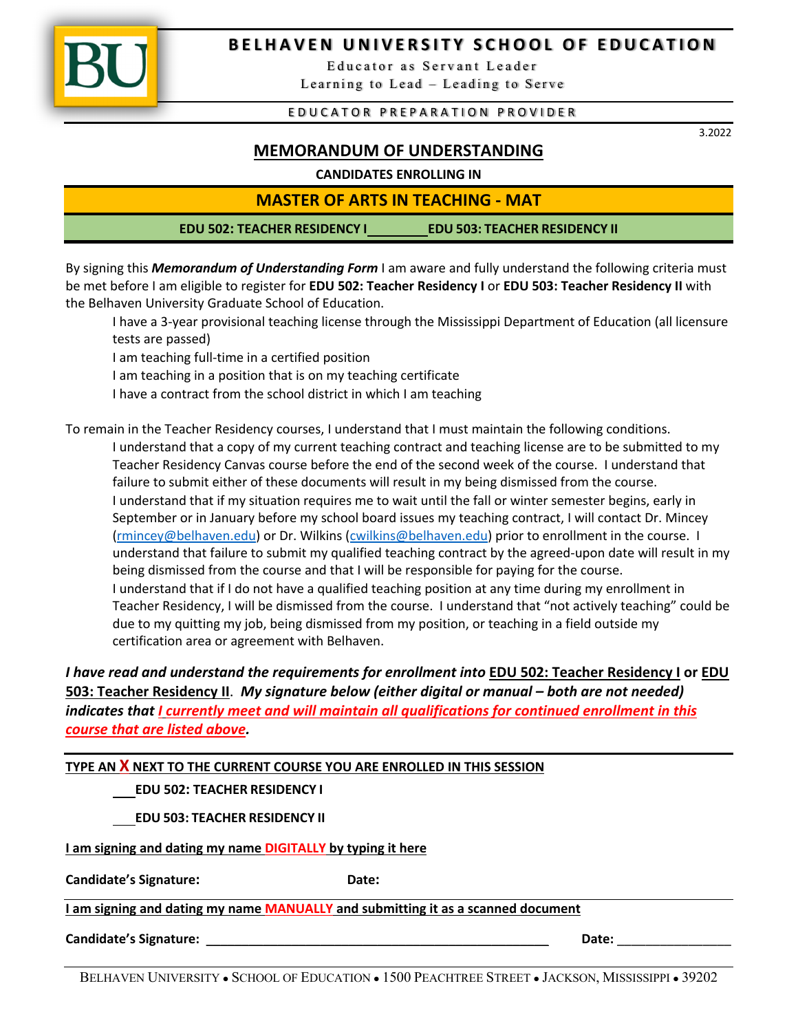# BELHAVEN UNIVERSITY SCHOOL OF EDUCATION

Educator as Servant Leader

Learning to Lead – Leading to Serve

EDUCATOR PREPARATION PROVIDER

3.2022

## MEMORANDUM OF UNDERSTANDING

**CANDIDATES ENROLLING IN**

## MASTER OF ARTS IN TEACHING - MAT

**EDU 502: TEACHER RESIDENCY I \_\_\_\_\_\_\_\_ EDU 503: TEACHER RESIDENCY II**

By signing this ***Memorandum of Understanding Form*** I am aware and fully understand the following criteria must be met before I am eligible to register for **EDU 502: Teacher Residency I** or **EDU 503: Teacher Residency II** with the Belhaven University Graduate School of Education.

- I have a 3-year provisional teaching license through the Mississippi Department of Education (all licensure tests are passed)
- I am teaching full-time in a certified position
- I am teaching in a position that is on my teaching certificate
- I have a contract from the school district in which I am teaching

To remain in the Teacher Residency courses, I understand that I must maintain the following conditions.

- I understand that a copy of my current teaching contract and teaching license are to be submitted to my Teacher Residency Canvas course before the end of the second week of the course. I understand that failure to submit either of these documents will result in my being dismissed from the course.
- I understand that if my situation requires me to wait until the fall or winter semester begins, early in September or in January before my school board issues my teaching contract, I will contact Dr. Mincey (rmincey@belhaven.edu) or Dr. Wilkins (cwilkins@belhaven.edu) prior to enrollment in the course. I understand that failure to submit my qualified teaching contract by the agreed-upon date will result in my being dismissed from the course and that I will be responsible for paying for the course.
- I understand that if I do not have a qualified teaching position at any time during my enrollment in Teacher Residency, I will be dismissed from the course. I understand that "not actively teaching" could be due to my quitting my job, being dismissed from my position, or teaching in a field outside my certification area or agreement with Belhaven.

***I have read and understand the requirements for enrollment into EDU 502: Teacher Residency I or EDU 503: Teacher Residency II. My signature below (either digital or manual – both are not needed) indicates that I currently meet and will maintain all qualifications for continued enrollment in this course that are listed above.***

**TYPE AN X NEXT TO THE CURRENT COURSE YOU ARE ENROLLED IN THIS SESSION**

\_\_\_ **EDU 502: TEACHER RESIDENCY I**

\_\_\_ **EDU 503: TEACHER RESIDENCY II**

**I am signing and dating my name DIGITALLY by typing it here**

**Candidate's Signature:** **Date:**

**I am signing and dating my name MANUALLY and submitting it as a scanned document**

**Candidate's Signature:** \_\_\_\_\_\_\_\_\_\_\_\_\_\_\_\_\_\_\_\_\_\_\_\_\_\_\_\_\_\_\_\_\_\_\_\_\_\_\_\_\_\_\_\_\_\_ **Date:** \_\_\_\_\_\_\_\_\_\_\_\_\_\_\_

BELHAVEN UNIVERSITY • SCHOOL OF EDUCATION • 1500 PEACHTREE STREET • JACKSON, MISSISSIPPI • 39202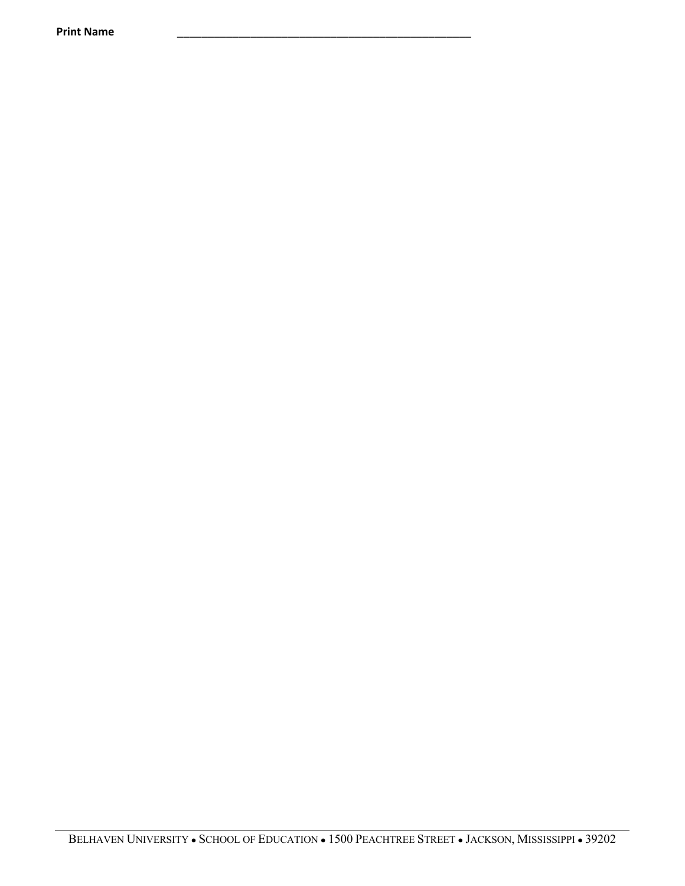**Print Name** ______________________________________________